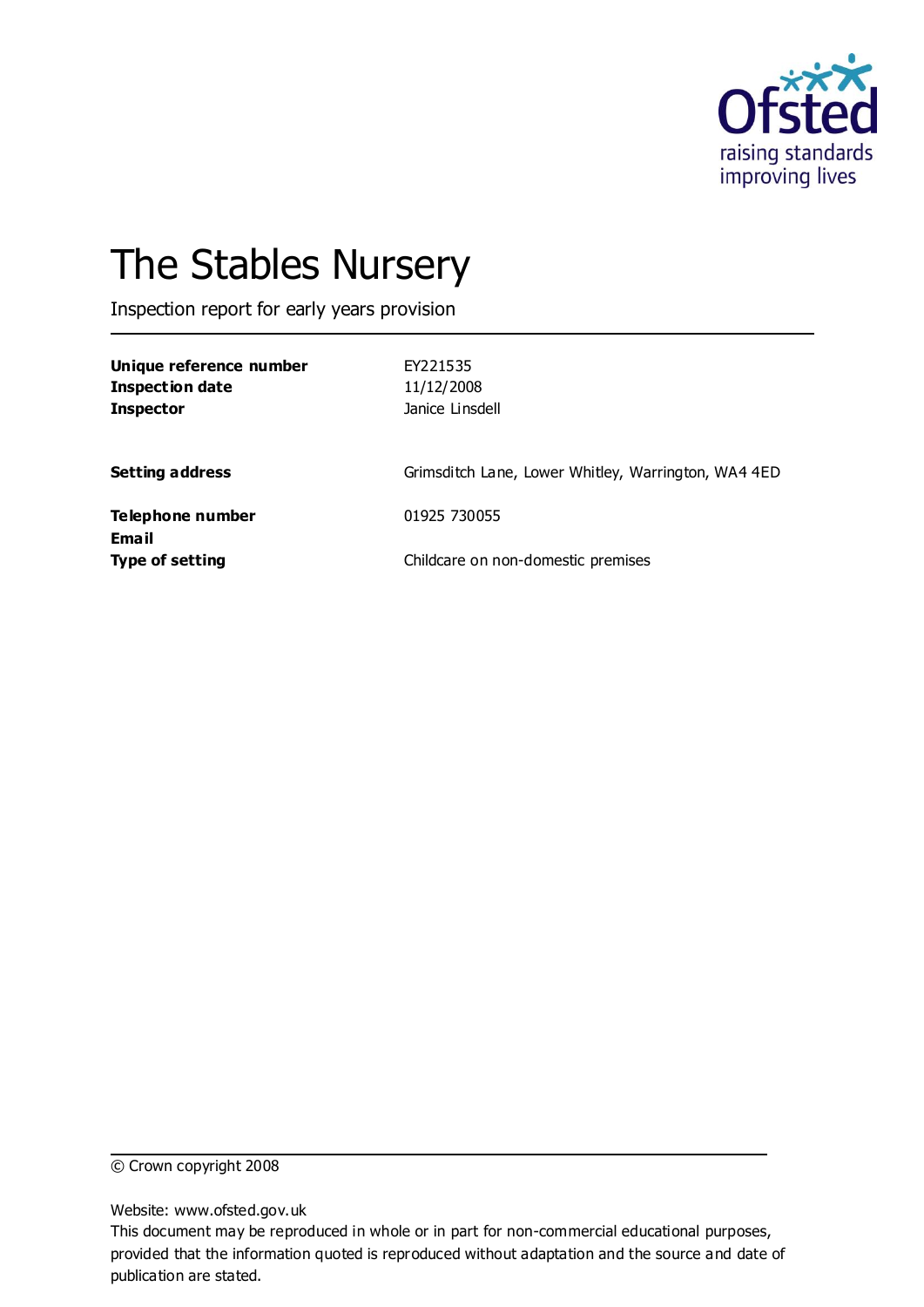Ofsted
raising standards
improving lives

# The Stables Nursery

Inspection report for early years provision

| | |
|---|---|
| **Unique reference number** | EY221535 |
| **Inspection date** | 11/12/2008 |
| **Inspector** | Janice Linsdell |
| | |
| **Setting address** | Grimsditch Lane, Lower Whitley, Warrington, WA4 4ED |
| | |
| **Telephone number** | 01925 730055 |
| **Email** | |
| **Type of setting** | Childcare on non-domestic premises |

© Crown copyright 2008

Website: www.ofsted.gov.uk

This document may be reproduced in whole or in part for non-commercial educational purposes, provided that the information quoted is reproduced without adaptation and the source and date of publication are stated.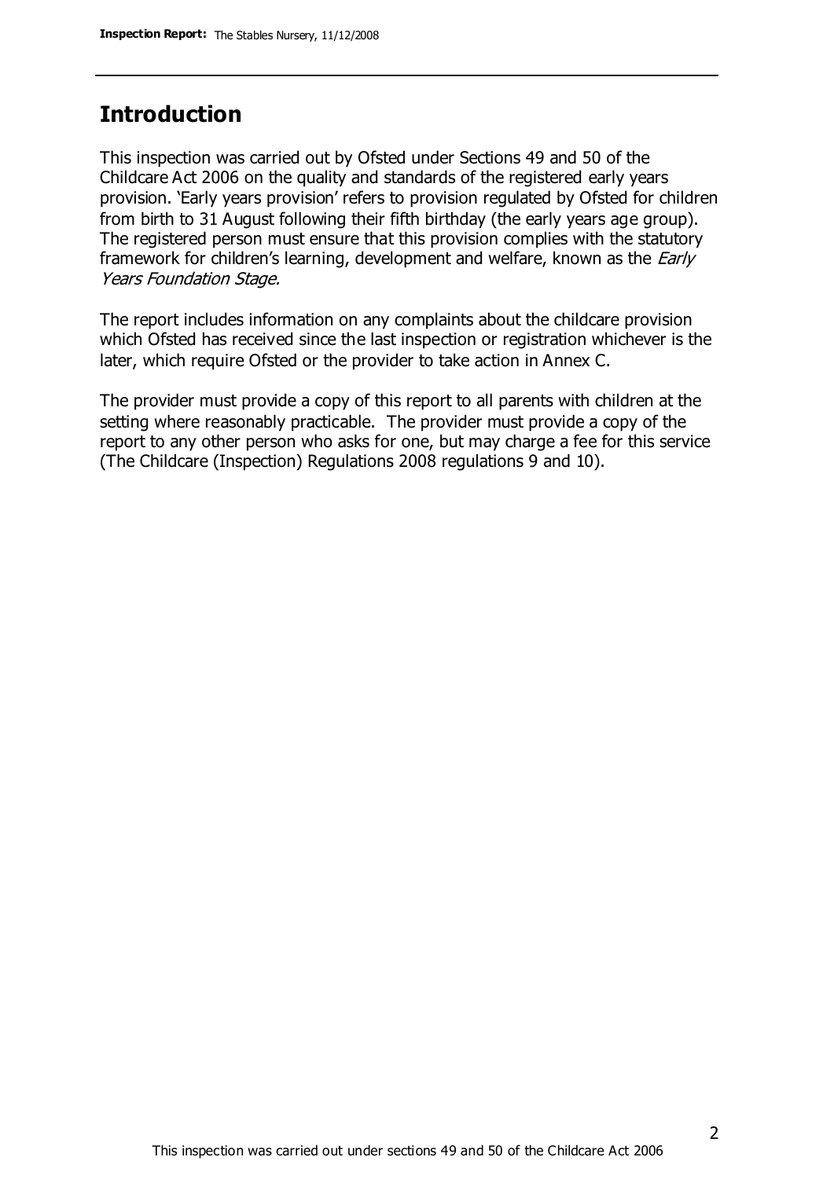## Introduction

This inspection was carried out by Ofsted under Sections 49 and 50 of the Childcare Act 2006 on the quality and standards of the registered early years provision. 'Early years provision' refers to provision regulated by Ofsted for children from birth to 31 August following their fifth birthday (the early years age group). The registered person must ensure that this provision complies with the statutory framework for children's learning, development and welfare, known as the *Early Years Foundation Stage.*

The report includes information on any complaints about the childcare provision which Ofsted has received since the last inspection or registration whichever is the later, which require Ofsted or the provider to take action in Annex C.

The provider must provide a copy of this report to all parents with children at the setting where reasonably practicable. The provider must provide a copy of the report to any other person who asks for one, but may charge a fee for this service (The Childcare (Inspection) Regulations 2008 regulations 9 and 10).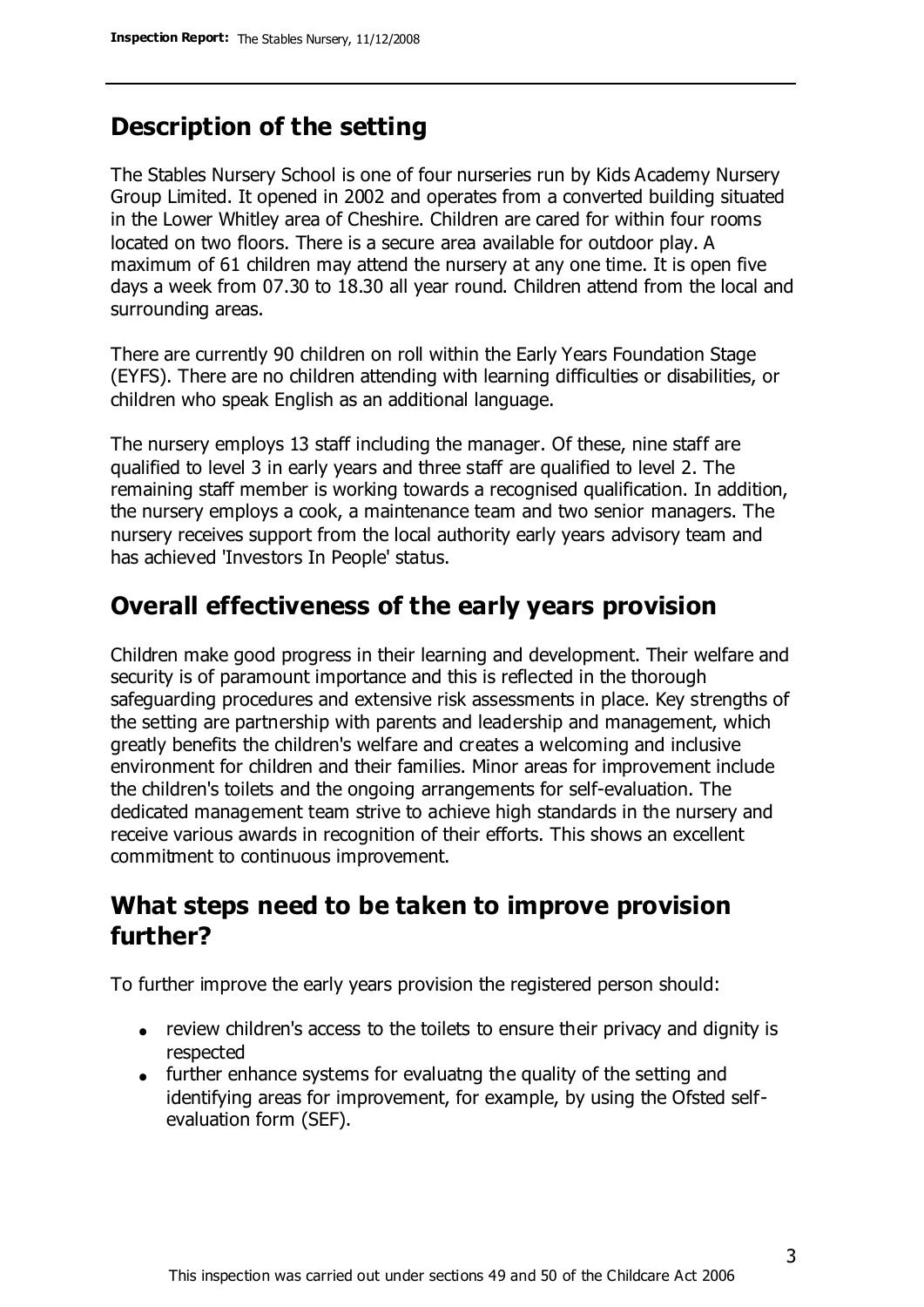## Description of the setting

The Stables Nursery School is one of four nurseries run by Kids Academy Nursery Group Limited. It opened in 2002 and operates from a converted building situated in the Lower Whitley area of Cheshire. Children are cared for within four rooms located on two floors. There is a secure area available for outdoor play. A maximum of 61 children may attend the nursery at any one time. It is open five days a week from 07.30 to 18.30 all year round. Children attend from the local and surrounding areas.

There are currently 90 children on roll within the Early Years Foundation Stage (EYFS). There are no children attending with learning difficulties or disabilities, or children who speak English as an additional language.

The nursery employs 13 staff including the manager. Of these, nine staff are qualified to level 3 in early years and three staff are qualified to level 2. The remaining staff member is working towards a recognised qualification. In addition, the nursery employs a cook, a maintenance team and two senior managers. The nursery receives support from the local authority early years advisory team and has achieved 'Investors In People' status.

## Overall effectiveness of the early years provision

Children make good progress in their learning and development. Their welfare and security is of paramount importance and this is reflected in the thorough safeguarding procedures and extensive risk assessments in place. Key strengths of the setting are partnership with parents and leadership and management, which greatly benefits the children's welfare and creates a welcoming and inclusive environment for children and their families. Minor areas for improvement include the children's toilets and the ongoing arrangements for self-evaluation. The dedicated management team strive to achieve high standards in the nursery and receive various awards in recognition of their efforts. This shows an excellent commitment to continuous improvement.

## What steps need to be taken to improve provision further?

To further improve the early years provision the registered person should:

- review children's access to the toilets to ensure their privacy and dignity is respected
- further enhance systems for evaluatng the quality of the setting and identifying areas for improvement, for example, by using the Ofsted self-evaluation form (SEF).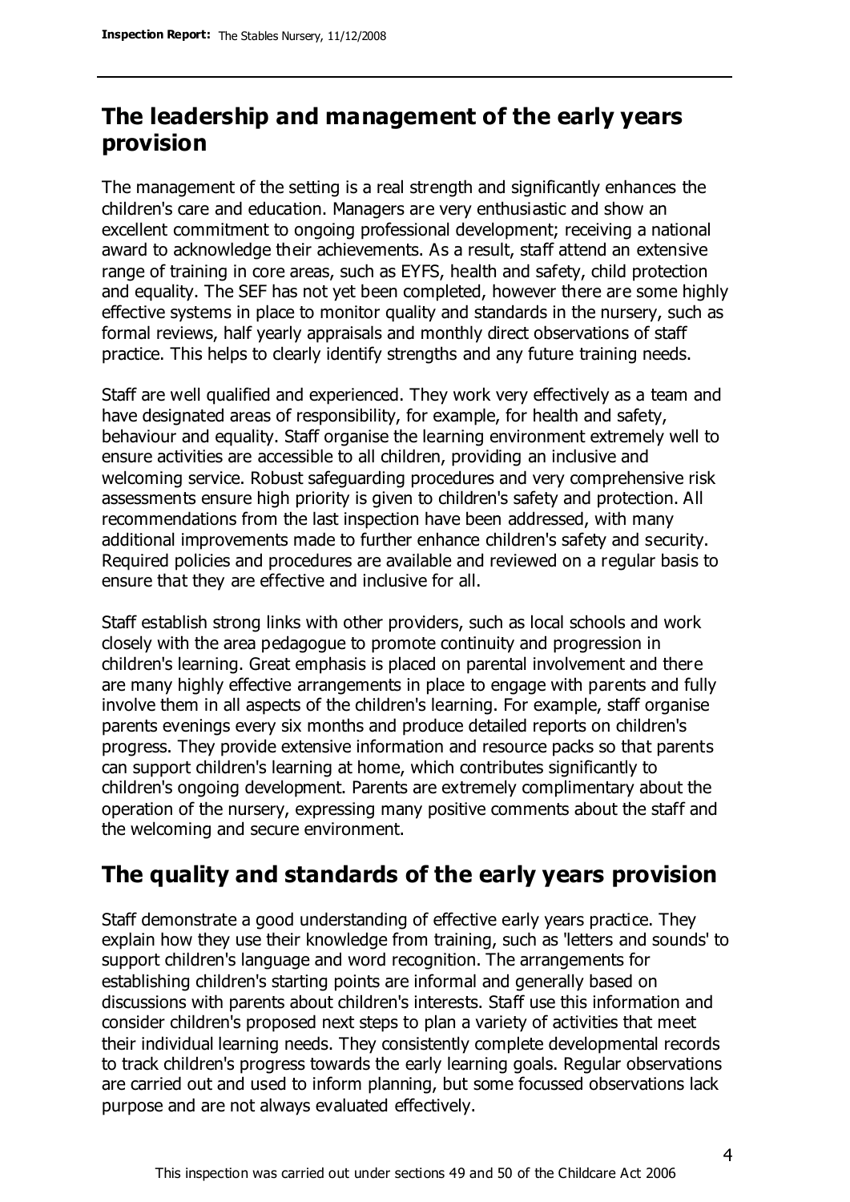## The leadership and management of the early years provision

The management of the setting is a real strength and significantly enhances the children's care and education. Managers are very enthusiastic and show an excellent commitment to ongoing professional development; receiving a national award to acknowledge their achievements. As a result, staff attend an extensive range of training in core areas, such as EYFS, health and safety, child protection and equality. The SEF has not yet been completed, however there are some highly effective systems in place to monitor quality and standards in the nursery, such as formal reviews, half yearly appraisals and monthly direct observations of staff practice. This helps to clearly identify strengths and any future training needs.

Staff are well qualified and experienced. They work very effectively as a team and have designated areas of responsibility, for example, for health and safety, behaviour and equality. Staff organise the learning environment extremely well to ensure activities are accessible to all children, providing an inclusive and welcoming service. Robust safeguarding procedures and very comprehensive risk assessments ensure high priority is given to children's safety and protection. All recommendations from the last inspection have been addressed, with many additional improvements made to further enhance children's safety and security. Required policies and procedures are available and reviewed on a regular basis to ensure that they are effective and inclusive for all.

Staff establish strong links with other providers, such as local schools and work closely with the area pedagogue to promote continuity and progression in children's learning. Great emphasis is placed on parental involvement and there are many highly effective arrangements in place to engage with parents and fully involve them in all aspects of the children's learning. For example, staff organise parents evenings every six months and produce detailed reports on children's progress. They provide extensive information and resource packs so that parents can support children's learning at home, which contributes significantly to children's ongoing development. Parents are extremely complimentary about the operation of the nursery, expressing many positive comments about the staff and the welcoming and secure environment.

## The quality and standards of the early years provision

Staff demonstrate a good understanding of effective early years practice. They explain how they use their knowledge from training, such as 'letters and sounds' to support children's language and word recognition. The arrangements for establishing children's starting points are informal and generally based on discussions with parents about children's interests. Staff use this information and consider children's proposed next steps to plan a variety of activities that meet their individual learning needs. They consistently complete developmental records to track children's progress towards the early learning goals. Regular observations are carried out and used to inform planning, but some focussed observations lack purpose and are not always evaluated effectively.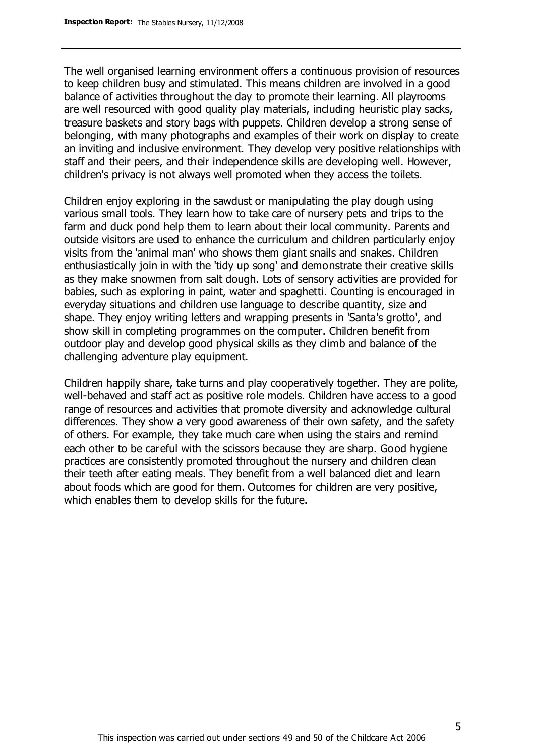The well organised learning environment offers a continuous provision of resources to keep children busy and stimulated. This means children are involved in a good balance of activities throughout the day to promote their learning. All playrooms are well resourced with good quality play materials, including heuristic play sacks, treasure baskets and story bags with puppets. Children develop a strong sense of belonging, with many photographs and examples of their work on display to create an inviting and inclusive environment. They develop very positive relationships with staff and their peers, and their independence skills are developing well. However, children's privacy is not always well promoted when they access the toilets.

Children enjoy exploring in the sawdust or manipulating the play dough using various small tools. They learn how to take care of nursery pets and trips to the farm and duck pond help them to learn about their local community. Parents and outside visitors are used to enhance the curriculum and children particularly enjoy visits from the 'animal man' who shows them giant snails and snakes. Children enthusiastically join in with the 'tidy up song' and demonstrate their creative skills as they make snowmen from salt dough. Lots of sensory activities are provided for babies, such as exploring in paint, water and spaghetti. Counting is encouraged in everyday situations and children use language to describe quantity, size and shape. They enjoy writing letters and wrapping presents in 'Santa's grotto', and show skill in completing programmes on the computer. Children benefit from outdoor play and develop good physical skills as they climb and balance of the challenging adventure play equipment.

Children happily share, take turns and play cooperatively together. They are polite, well-behaved and staff act as positive role models. Children have access to a good range of resources and activities that promote diversity and acknowledge cultural differences. They show a very good awareness of their own safety, and the safety of others. For example, they take much care when using the stairs and remind each other to be careful with the scissors because they are sharp. Good hygiene practices are consistently promoted throughout the nursery and children clean their teeth after eating meals. They benefit from a well balanced diet and learn about foods which are good for them. Outcomes for children are very positive, which enables them to develop skills for the future.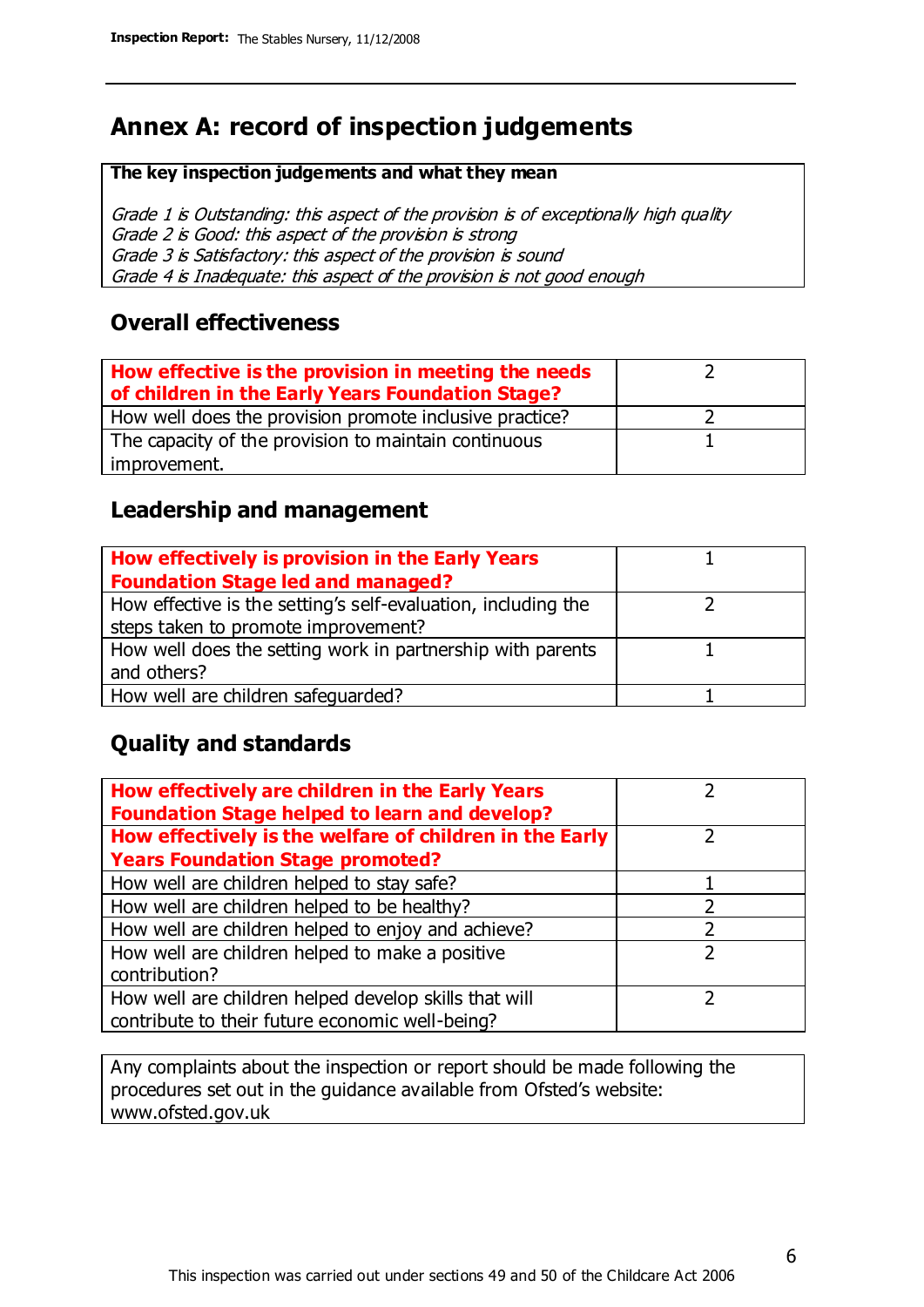# Annex A: record of inspection judgements

**The key inspection judgements and what they mean**

*Grade 1 is Outstanding: this aspect of the provision is of exceptionally high quality*
*Grade 2 is Good: this aspect of the provision is strong*
*Grade 3 is Satisfactory: this aspect of the provision is sound*
*Grade 4 is Inadequate: this aspect of the provision is not good enough*

## Overall effectiveness

| | |
|---|---|
| **How effective is the provision in meeting the needs of children in the Early Years Foundation Stage?** | 2 |
| How well does the provision promote inclusive practice? | 2 |
| The capacity of the provision to maintain continuous improvement. | 1 |

## Leadership and management

| | |
|---|---|
| **How effectively is provision in the Early Years Foundation Stage led and managed?** | 1 |
| How effective is the setting's self-evaluation, including the steps taken to promote improvement? | 2 |
| How well does the setting work in partnership with parents and others? | 1 |
| How well are children safeguarded? | 1 |

## Quality and standards

| | |
|---|---|
| **How effectively are children in the Early Years Foundation Stage helped to learn and develop?** | 2 |
| **How effectively is the welfare of children in the Early Years Foundation Stage promoted?** | 2 |
| How well are children helped to stay safe? | 1 |
| How well are children helped to be healthy? | 2 |
| How well are children helped to enjoy and achieve? | 2 |
| How well are children helped to make a positive contribution? | 2 |
| How well are children helped develop skills that will contribute to their future economic well-being? | 2 |

Any complaints about the inspection or report should be made following the procedures set out in the guidance available from Ofsted's website: www.ofsted.gov.uk

This inspection was carried out under sections 49 and 50 of the Childcare Act 2006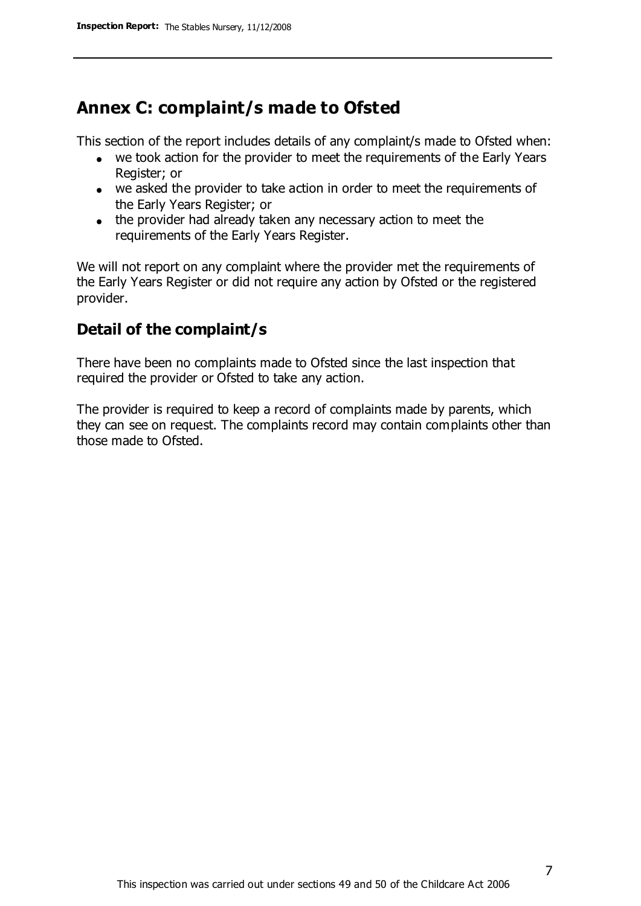## Annex C: complaint/s made to Ofsted

This section of the report includes details of any complaint/s made to Ofsted when:

- we took action for the provider to meet the requirements of the Early Years Register; or
- we asked the provider to take action in order to meet the requirements of the Early Years Register; or
- the provider had already taken any necessary action to meet the requirements of the Early Years Register.

We will not report on any complaint where the provider met the requirements of the Early Years Register or did not require any action by Ofsted or the registered provider.

### Detail of the complaint/s

There have been no complaints made to Ofsted since the last inspection that required the provider or Ofsted to take any action.

The provider is required to keep a record of complaints made by parents, which they can see on request. The complaints record may contain complaints other than those made to Ofsted.